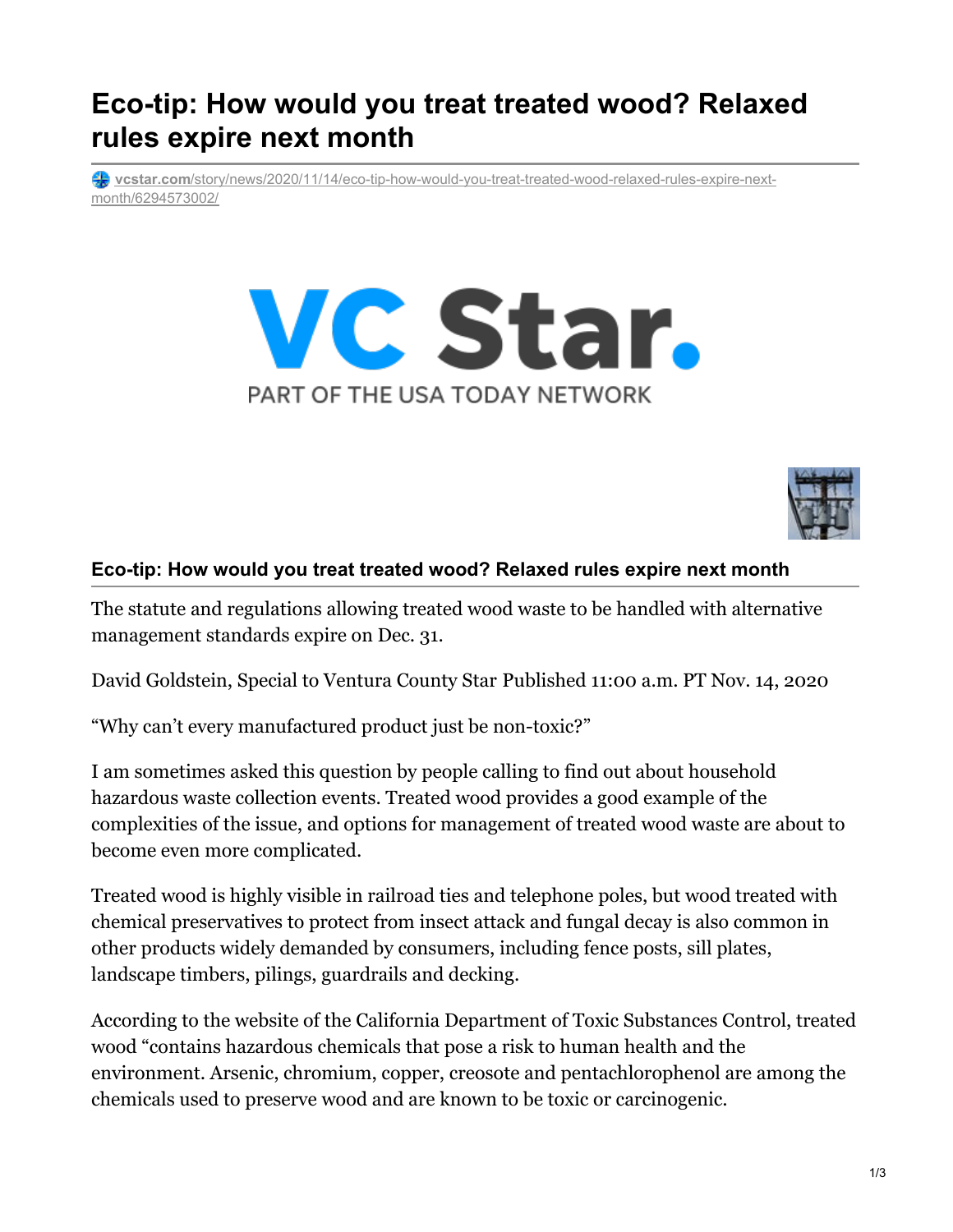# Eco-tip: How would you treat treated wood? Relaxed rules expire next month

vcstar.com/story/news/2020/11/14/eco-tip-how-would-you-treat-treated-wood-relaxed-rules-expire-next-month/6294573002/

VC Star.

PART OF THE USA TODAY NETWORK

### Eco-tip: How would you treat treated wood? Relaxed rules expire next month

The statute and regulations allowing treated wood waste to be handled with alternative management standards expire on Dec. 31.

David Goldstein, Special to Ventura County Star Published 11:00 a.m. PT Nov. 14, 2020

"Why can't every manufactured product just be non-toxic?"

I am sometimes asked this question by people calling to find out about household hazardous waste collection events. Treated wood provides a good example of the complexities of the issue, and options for management of treated wood waste are about to become even more complicated.

Treated wood is highly visible in railroad ties and telephone poles, but wood treated with chemical preservatives to protect from insect attack and fungal decay is also common in other products widely demanded by consumers, including fence posts, sill plates, landscape timbers, pilings, guardrails and decking.

According to the website of the California Department of Toxic Substances Control, treated wood "contains hazardous chemicals that pose a risk to human health and the environment. Arsenic, chromium, copper, creosote and pentachlorophenol are among the chemicals used to preserve wood and are known to be toxic or carcinogenic.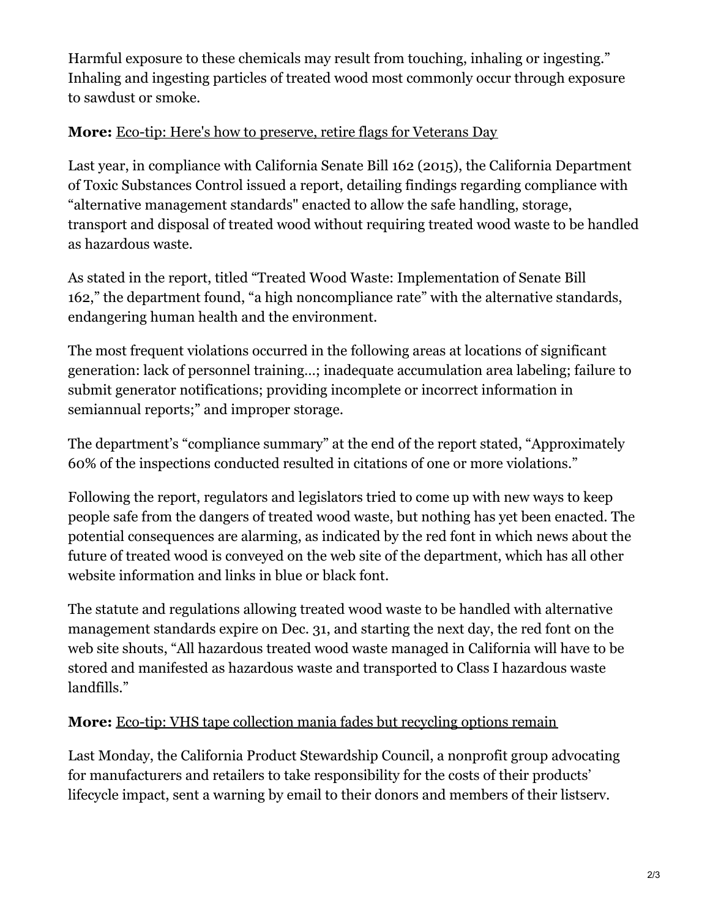Harmful exposure to these chemicals may result from touching, inhaling or ingesting." Inhaling and ingesting particles of treated wood most commonly occur through exposure to sawdust or smoke.

**More:** Eco-tip: Here's how to preserve, retire flags for Veterans Day

Last year, in compliance with California Senate Bill 162 (2015), the California Department of Toxic Substances Control issued a report, detailing findings regarding compliance with "alternative management standards" enacted to allow the safe handling, storage, transport and disposal of treated wood without requiring treated wood waste to be handled as hazardous waste.

As stated in the report, titled "Treated Wood Waste: Implementation of Senate Bill 162," the department found, "a high noncompliance rate" with the alternative standards, endangering human health and the environment.

The most frequent violations occurred in the following areas at locations of significant generation: lack of personnel training…; inadequate accumulation area labeling; failure to submit generator notifications; providing incomplete or incorrect information in semiannual reports;" and improper storage.

The department's "compliance summary" at the end of the report stated, "Approximately 60% of the inspections conducted resulted in citations of one or more violations."

Following the report, regulators and legislators tried to come up with new ways to keep people safe from the dangers of treated wood waste, but nothing has yet been enacted. The potential consequences are alarming, as indicated by the red font in which news about the future of treated wood is conveyed on the web site of the department, which has all other website information and links in blue or black font.

The statute and regulations allowing treated wood waste to be handled with alternative management standards expire on Dec. 31, and starting the next day, the red font on the web site shouts, "All hazardous treated wood waste managed in California will have to be stored and manifested as hazardous waste and transported to Class I hazardous waste landfills."

**More:** Eco-tip: VHS tape collection mania fades but recycling options remain

Last Monday, the California Product Stewardship Council, a nonprofit group advocating for manufacturers and retailers to take responsibility for the costs of their products' lifecycle impact, sent a warning by email to their donors and members of their listserv.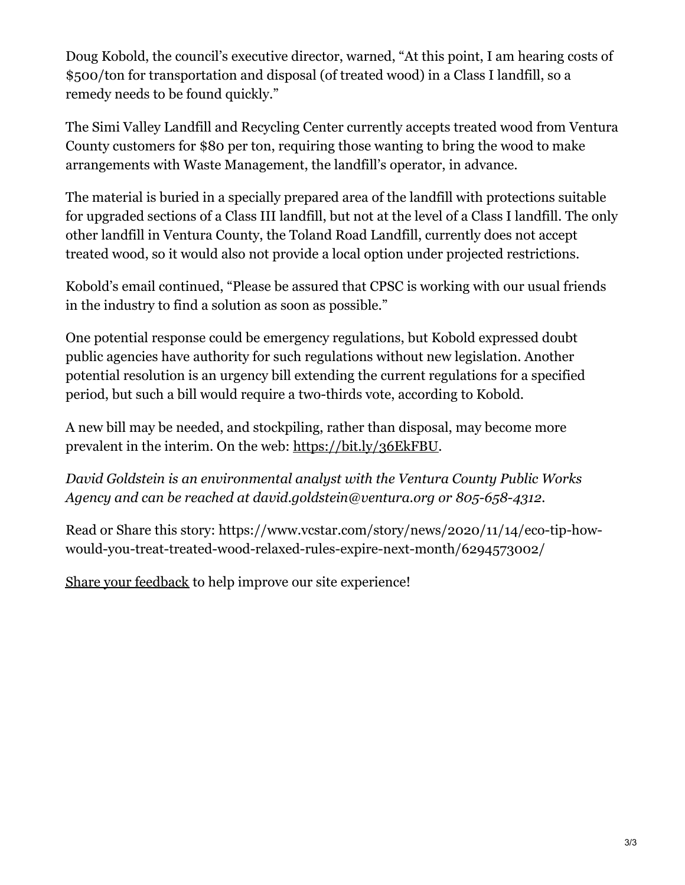Doug Kobold, the council's executive director, warned, "At this point, I am hearing costs of $500/ton for transportation and disposal (of treated wood) in a Class I landfill, so a remedy needs to be found quickly."

The Simi Valley Landfill and Recycling Center currently accepts treated wood from Ventura County customers for $80 per ton, requiring those wanting to bring the wood to make arrangements with Waste Management, the landfill's operator, in advance.

The material is buried in a specially prepared area of the landfill with protections suitable for upgraded sections of a Class III landfill, but not at the level of a Class I landfill. The only other landfill in Ventura County, the Toland Road Landfill, currently does not accept treated wood, so it would also not provide a local option under projected restrictions.

Kobold's email continued, "Please be assured that CPSC is working with our usual friends in the industry to find a solution as soon as possible."

One potential response could be emergency regulations, but Kobold expressed doubt public agencies have authority for such regulations without new legislation. Another potential resolution is an urgency bill extending the current regulations for a specified period, but such a bill would require a two-thirds vote, according to Kobold.

A new bill may be needed, and stockpiling, rather than disposal, may become more prevalent in the interim. On the web: [https://bit.ly/36EkFBU](https://bit.ly/36EkFBU).

*David Goldstein is an environmental analyst with the Ventura County Public Works Agency and can be reached at david.goldstein@ventura.org or 805-658-4312.*

Read or Share this story: https://www.vcstar.com/story/news/2020/11/14/eco-tip-how-would-you-treat-treated-wood-relaxed-rules-expire-next-month/6294573002/

Share your feedback to help improve our site experience!